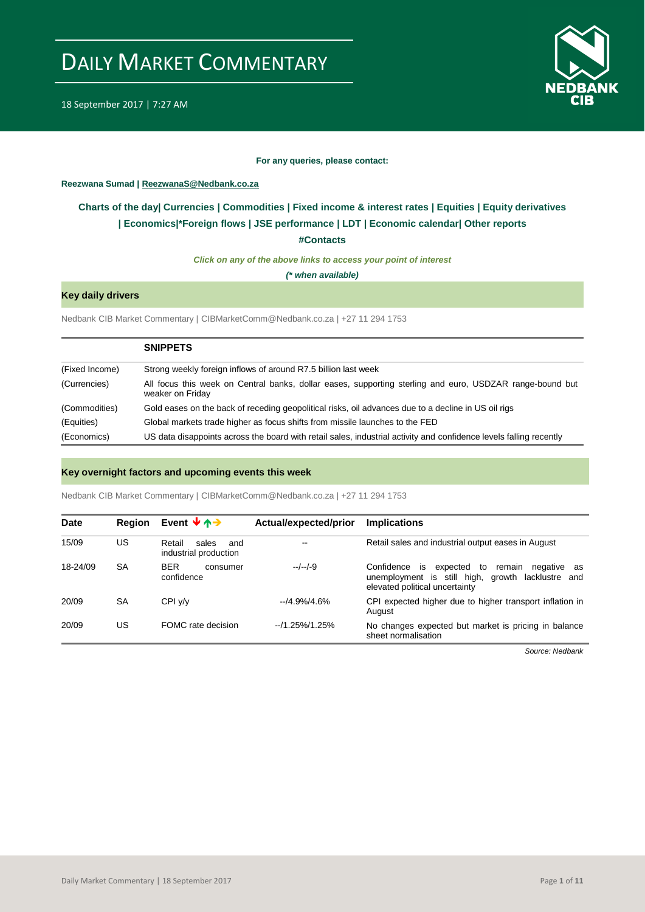# DAILY MARKET COMMENTARY

18 September 2017 | 7:27 AM

**For any queries, please contact:**

**Reezwana Sumad | ReezwanaS@Nedbank.co.za**

**Charts of the day| Currencies | Commodities | Fixed income & interest rates | Equities | Equity derivatives | Economics|*Foreign flows | JSE performance | LDT | Economic calendar| Other reports**

**#Contacts**

***Click on any of the above links to access your point of interest***

***(* when available)***

## Key daily drivers

Nedbank CIB Market Commentary | CIBMarketComm@Nedbank.co.za | +27 11 294 1753

| | **SNIPPETS** |
|---|---|
| (Fixed Income) | Strong weekly foreign inflows of around R7.5 billion last week |
| (Currencies) | All focus this week on Central banks, dollar eases, supporting sterling and euro, USDZAR range-bound but weaker on Friday |
| (Commodities) | Gold eases on the back of receding geopolitical risks, oil advances due to a decline in US oil rigs |
| (Equities) | Global markets trade higher as focus shifts from missile launches to the FED |
| (Economics) | US data disappoints across the board with retail sales, industrial activity and confidence levels falling recently |

## Key overnight factors and upcoming events this week

Nedbank CIB Market Commentary | CIBMarketComm@Nedbank.co.za | +27 11 294 1753

| Date | Region | Event ↓↑→ | Actual/expected/prior | Implications |
|---|---|---|---|---|
| 15/09 | US | Retail sales and industrial production | -- | Retail sales and industrial output eases in August |
| 18-24/09 | SA | BER consumer confidence | --/--/-9 | Confidence is expected to remain negative as unemployment is still high, growth lacklustre and elevated political uncertainty |
| 20/09 | SA | CPI y/y | --/4.9%/4.6% | CPI expected higher due to higher transport inflation in August |
| 20/09 | US | FOMC rate decision | --/1.25%/1.25% | No changes expected but market is pricing in balance sheet normalisation |

*Source: Nedbank*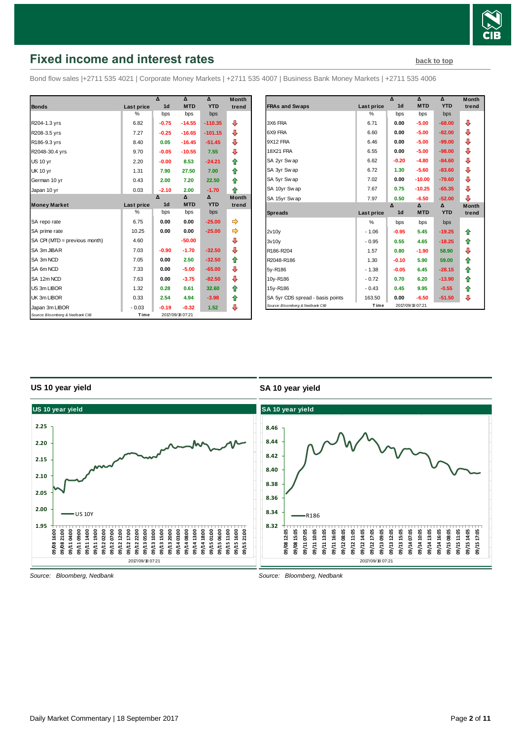# Fixed income and interest rates

back to top

Bond flow sales |+2711 535 4021 | Corporate Money Markets | +2711 535 4007 | Business Bank Money Markets | +2711 535 4006

| Bonds | Last price | Δ 1d | Δ MTD | Δ YTD | Month trend |
|---|---|---|---|---|---|
| | % | bps | bps | bps | |
| R204-1.3 yrs | 6.82 | -0.75 | -14.55 | -110.35 | ⇩ |
| R208-3.5 yrs | 7.27 | -0.25 | -16.65 | -101.15 | ⇩ |
| R186-9.3 yrs | 8.40 | 0.05 | -16.45 | -51.45 | ⇩ |
| R2048-30.4 yrs | 9.70 | -0.05 | -10.55 | 7.55 | ⇩ |
| US 10 yr | 2.20 | -0.00 | 8.53 | -24.21 | ⇧ |
| UK 10 yr | 1.31 | 7.90 | 27.50 | 7.00 | ⇧ |
| German 10 yr | 0.43 | 2.00 | 7.20 | 22.50 | ⇧ |
| Japan 10 yr | 0.03 | -2.10 | 2.00 | -1.70 | ⇧ |
| **Money Market** | **Last price** | **Δ 1d** | **Δ MTD** | **Δ YTD** | **Month trend** |
| | % | bps | bps | bps | |
| SA repo rate | 6.75 | 0.00 | 0.00 | -25.00 | ⇨ |
| SA prime rate | 10.25 | 0.00 | 0.00 | -25.00 | ⇨ |
| SA CPI (MTD = previous month) | 4.60 | | -50.00 | | ⇩ |
| SA 3m JIBAR | 7.03 | -0.90 | -1.70 | -32.50 | ⇩ |
| SA 3m NCD | 7.05 | 0.00 | 2.50 | -32.50 | ⇧ |
| SA 6m NCD | 7.33 | 0.00 | -5.00 | -65.00 | ⇩ |
| SA 12m NCD | 7.63 | 0.00 | -3.75 | -82.50 | ⇩ |
| US 3m LIBOR | 1.32 | 0.28 | 0.61 | 32.60 | ⇧ |
| UK 3m LIBOR | 0.33 | 2.54 | 4.94 | -3.98 | ⇧ |
| Japan 3m LIBOR | -0.03 | -0.19 | -0.32 | 1.52 | ⇩ |

Source: Bloomberg & Nedbank CIB — Time 2017/09/18 07:21

| FRAs and Swaps | Last price | Δ 1d | Δ MTD | Δ YTD | Month trend |
|---|---|---|---|---|---|
| | % | bps | bps | bps | |
| 3X6 FRA | 6.71 | 0.00 | -5.00 | -68.00 | ⇩ |
| 6X9 FRA | 6.60 | 0.00 | -5.00 | -82.00 | ⇩ |
| 9X12 FRA | 6.46 | 0.00 | -5.00 | -99.00 | ⇩ |
| 18X21 FRA | 6.55 | 0.00 | -5.00 | -98.00 | ⇩ |
| SA 2yr Swap | 6.62 | -0.20 | -4.80 | -84.60 | ⇩ |
| SA 3yr Swap | 6.72 | 1.30 | -5.60 | -83.60 | ⇩ |
| SA 5yr Swap | 7.02 | 0.00 | -10.00 | -79.60 | ⇩ |
| SA 10yr Swap | 7.67 | 0.75 | -10.25 | -65.35 | ⇩ |
| SA 15yr Swap | 7.97 | 0.50 | -6.50 | -52.00 | ⇩ |
| **Spreads** | **Last price** | **Δ 1d** | **Δ MTD** | **Δ YTD** | **Month trend** |
| | % | bps | bps | bps | |
| 2v10y | -1.06 | -0.95 | 5.45 | -19.25 | ⇧ |
| 3v10y | -0.95 | 0.55 | 4.65 | -18.25 | ⇧ |
| R186-R204 | 1.57 | 0.80 | -1.90 | 58.90 | ⇩ |
| R2048-R186 | 1.30 | -0.10 | 5.90 | 59.00 | ⇧ |
| 5y-R186 | -1.38 | -0.05 | 6.45 | -28.15 | ⇧ |
| 10y-R186 | -0.72 | 0.70 | 6.20 | -13.90 | ⇧ |
| 15y-R186 | -0.43 | 0.45 | 9.95 | -0.55 | ⇧ |
| SA 5yr CDS spread - basis points | 163.50 | 0.00 | -6.50 | -51.50 | ⇩ |

Source: Bloomberg & Nedbank CIB — Time 2017/09/18 07:21

## US 10 year yield

Source: Bloomberg, Nedbank

## SA 10 year yield

Source: Bloomberg, Nedbank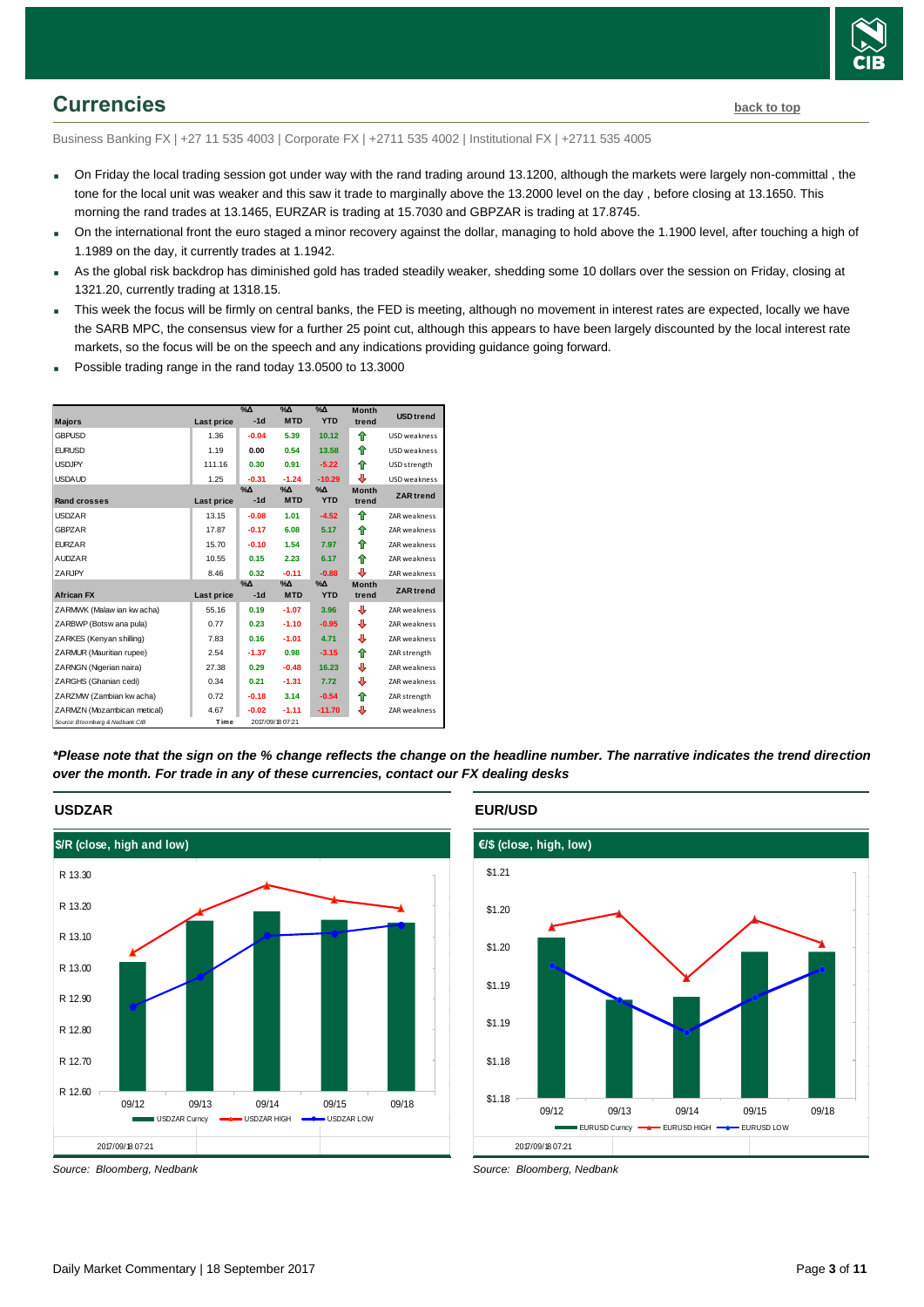## Currencies

back to top

Business Banking FX | +27 11 535 4003 | Corporate FX | +2711 535 4002 | Institutional FX | +2711 535 4005

- On Friday the local trading session got under way with the rand trading around 13.1200, although the markets were largely non-committal , the tone for the local unit was weaker and this saw it trade to marginally above the 13.2000 level on the day , before closing at 13.1650. This morning the rand trades at 13.1465, EURZAR is trading at 15.7030 and GBPZAR is trading at 17.8745.
- On the international front the euro staged a minor recovery against the dollar, managing to hold above the 1.1900 level, after touching a high of 1.1989 on the day, it currently trades at 1.1942.
- As the global risk backdrop has diminished gold has traded steadily weaker, shedding some 10 dollars over the session on Friday, closing at 1321.20, currently trading at 1318.15.
- This week the focus will be firmly on central banks, the FED is meeting, although no movement in interest rates are expected, locally we have the SARB MPC, the consensus view for a further 25 point cut, although this appears to have been largely discounted by the local interest rate markets, so the focus will be on the speech and any indications providing guidance going forward.
- Possible trading range in the rand today 13.0500 to 13.3000

| Majors | Last price | %Δ -1d | %Δ MTD | %Δ YTD | Month trend | USD trend |
|---|---|---|---|---|---|---|
| GBPUSD | 1.36 | -0.04 | 5.39 | 10.12 | ⇧ | USD weakness |
| EURUSD | 1.19 | 0.00 | 0.54 | 13.58 | ⇧ | USD weakness |
| USDJPY | 111.16 | 0.30 | 0.91 | -5.22 | ⇧ | USD strength |
| USDAUD | 1.25 | -0.31 | -1.24 | -10.29 | ⇩ | USD weakness |
| **Rand crosses** | **Last price** | **%Δ -1d** | **%Δ MTD** | **%Δ YTD** | **Month trend** | **ZAR trend** |
| USDZAR | 13.15 | -0.08 | 1.01 | -4.52 | ⇧ | ZAR weakness |
| GBPZAR | 17.87 | -0.17 | 6.08 | 5.17 | ⇧ | ZAR weakness |
| EURZAR | 15.70 | -0.10 | 1.54 | 7.97 | ⇧ | ZAR weakness |
| AUDZAR | 10.55 | 0.15 | 2.23 | 6.17 | ⇧ | ZAR weakness |
| ZARJPY | 8.46 | 0.32 | -0.11 | -0.88 | ⇩ | ZAR weakness |
| **African FX** | **Last price** | **%Δ -1d** | **%Δ MTD** | **%Δ YTD** | **Month trend** | **ZAR trend** |
| ZARMWK (Malawian kwacha) | 55.16 | 0.19 | -1.07 | 3.96 | ⇩ | ZAR weakness |
| ZARBWP (Botswana pula) | 0.77 | 0.23 | -1.10 | -0.95 | ⇩ | ZAR weakness |
| ZARKES (Kenyan shilling) | 7.83 | 0.16 | -1.01 | 4.71 | ⇩ | ZAR weakness |
| ZARMUR (Mauritian rupee) | 2.54 | -1.37 | 0.98 | -3.15 | ⇧ | ZAR strength |
| ZARNGN (Nigerian naira) | 27.38 | 0.29 | -0.48 | 16.23 | ⇩ | ZAR weakness |
| ZARGHS (Ghanian cedi) | 0.34 | 0.21 | -1.31 | 7.72 | ⇩ | ZAR weakness |
| ZARZMW (Zambian kwacha) | 0.72 | -0.18 | 3.14 | -0.54 | ⇧ | ZAR strength |
| ZARMZN (Mozambican metical) | 4.67 | -0.02 | -1.11 | -11.70 | ⇩ | ZAR weakness |
| Source: Bloomberg & Nedbank CIB | Time | 2017/09/18 07:21 | | | | |

***Please note that the sign on the % change reflects the change on the headline number. The narrative indicates the trend direction over the month. For trade in any of these currencies, contact our FX dealing desks***

### USDZAR

Source: Bloomberg, Nedbank

### EUR/USD

Source: Bloomberg, Nedbank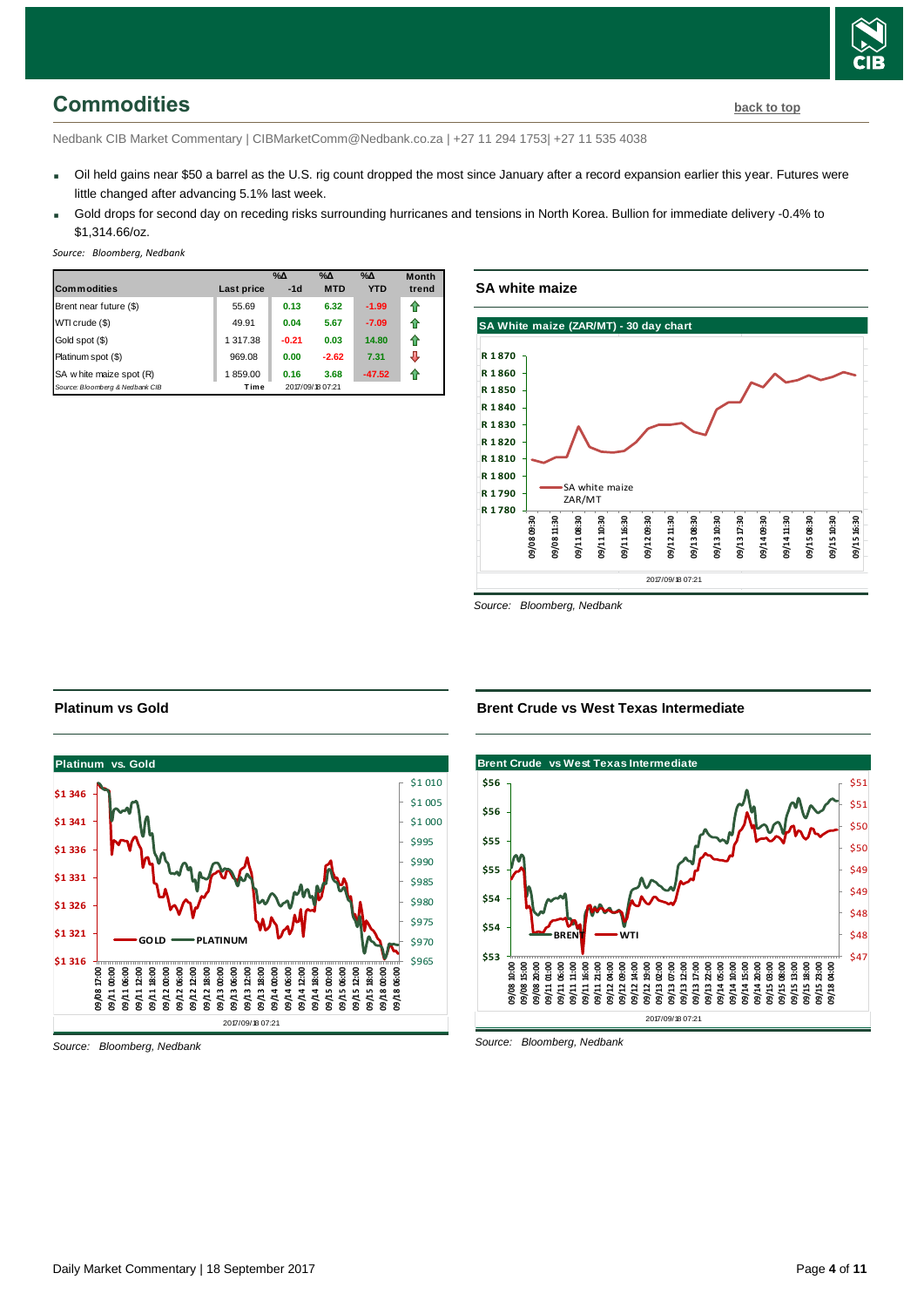## Commodities

back to top

Nedbank CIB Market Commentary | CIBMarketComm@Nedbank.co.za | +27 11 294 1753| +27 11 535 4038

- Oil held gains near $50 a barrel as the U.S. rig count dropped the most since January after a record expansion earlier this year. Futures were little changed after advancing 5.1% last week.
- Gold drops for second day on receding risks surrounding hurricanes and tensions in North Korea. Bullion for immediate delivery -0.4% to $1,314.66/oz.

*Source: Bloomberg, Nedbank*

| Commodities | Last price | %Δ -1d | %Δ MTD | %Δ YTD | Month trend |
|---|---|---|---|---|---|
| Brent near future ($) | 55.69 | 0.13 | 6.32 | -1.99 | ⇧ |
| WTI crude ($) | 49.91 | 0.04 | 5.67 | -7.09 | ⇧ |
| Gold spot ($) | 1 317.38 | -0.21 | 0.03 | 14.80 | ⇧ |
| Platinum spot ($) | 969.08 | 0.00 | -2.62 | 7.31 | ⇩ |
| SA white maize spot (R) | 1 859.00 | 0.16 | 3.68 | -47.52 | ⇧ |

*Source: Bloomberg & Nedbank CIB* Time 2017/09/18 07:21

### SA white maize

*Source: Bloomberg, Nedbank*

### Platinum vs Gold

*Source: Bloomberg, Nedbank*

### Brent Crude vs West Texas Intermediate

*Source: Bloomberg, Nedbank*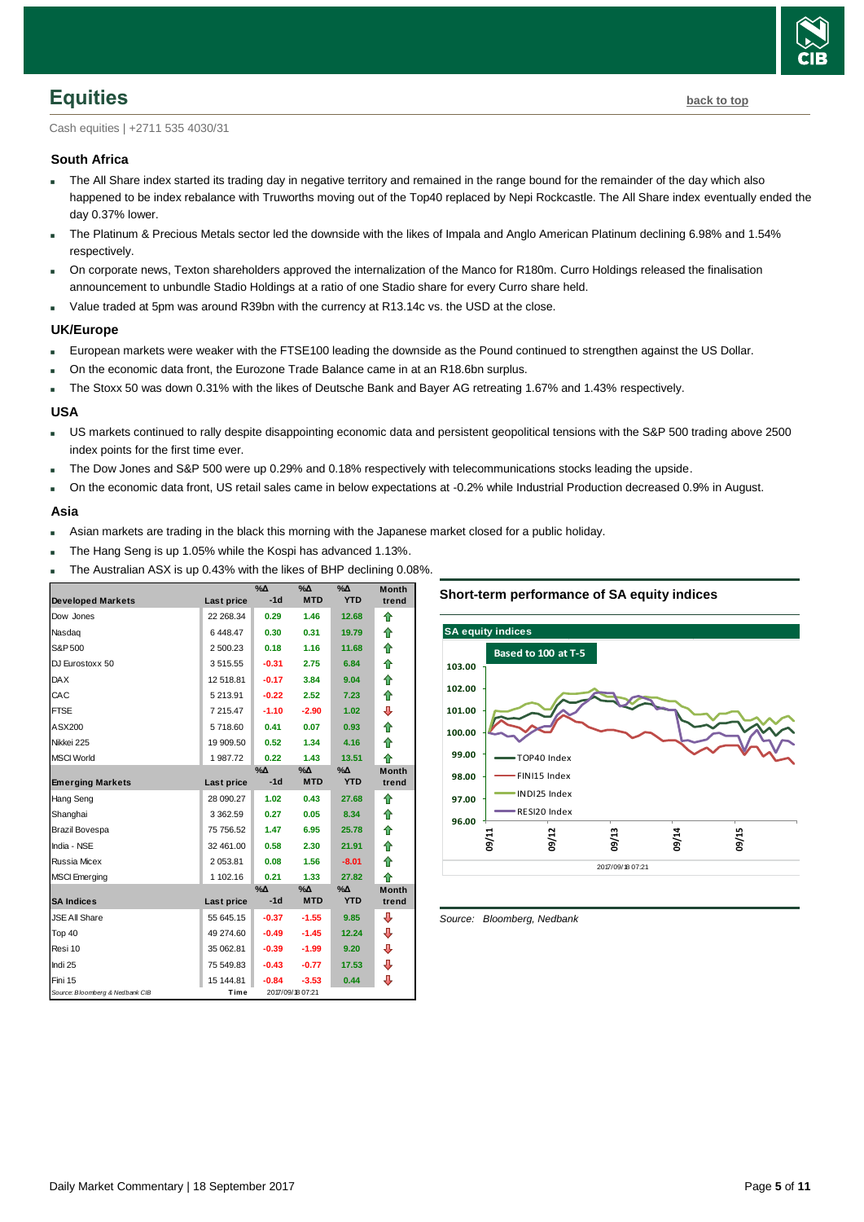# Equities

back to top

Cash equities | +2711 535 4030/31

### South Africa

- The All Share index started its trading day in negative territory and remained in the range bound for the remainder of the day which also happened to be index rebalance with Truworths moving out of the Top40 replaced by Nepi Rockcastle. The All Share index eventually ended the day 0.37% lower.
- The Platinum & Precious Metals sector led the downside with the likes of Impala and Anglo American Platinum declining 6.98% and 1.54% respectively.
- On corporate news, Texton shareholders approved the internalization of the Manco for R180m. Curro Holdings released the finalisation announcement to unbundle Stadio Holdings at a ratio of one Stadio share for every Curro share held.
- Value traded at 5pm was around R39bn with the currency at R13.14c vs. the USD at the close.

### UK/Europe

- European markets were weaker with the FTSE100 leading the downside as the Pound continued to strengthen against the US Dollar.
- On the economic data front, the Eurozone Trade Balance came in at an R18.6bn surplus.
- The Stoxx 50 was down 0.31% with the likes of Deutsche Bank and Bayer AG retreating 1.67% and 1.43% respectively.

### USA

- US markets continued to rally despite disappointing economic data and persistent geopolitical tensions with the S&P 500 trading above 2500 index points for the first time ever.
- The Dow Jones and S&P 500 were up 0.29% and 0.18% respectively with telecommunications stocks leading the upside.
- On the economic data front, US retail sales came in below expectations at -0.2% while Industrial Production decreased 0.9% in August.

### Asia

- Asian markets are trading in the black this morning with the Japanese market closed for a public holiday.
- The Hang Seng is up 1.05% while the Kospi has advanced 1.13%.
- The Australian ASX is up 0.43% with the likes of BHP declining 0.08%.

| Developed Markets | Last price | %Δ -1d | %Δ MTD | %Δ YTD | Month trend |
|---|---|---|---|---|---|
| Dow Jones | 22 268.34 | 0.29 | 1.46 | 12.68 | ⇧ |
| Nasdaq | 6 448.47 | 0.30 | 0.31 | 19.79 | ⇧ |
| S&P 500 | 2 500.23 | 0.18 | 1.16 | 11.68 | ⇧ |
| DJ Eurostoxx 50 | 3 515.55 | -0.31 | 2.75 | 6.84 | ⇧ |
| DAX | 12 518.81 | -0.17 | 3.84 | 9.04 | ⇧ |
| CAC | 5 213.91 | -0.22 | 2.52 | 7.23 | ⇧ |
| FTSE | 7 215.47 | -1.10 | -2.90 | 1.02 | ⇩ |
| ASX200 | 5 718.60 | 0.41 | 0.07 | 0.93 | ⇧ |
| Nikkei 225 | 19 909.50 | 0.52 | 1.34 | 4.16 | ⇧ |
| MSCI World | 1 987.72 | 0.22 | 1.43 | 13.51 | ⇧ |
| **Emerging Markets** | **Last price** | **%Δ -1d** | **%Δ MTD** | **%Δ YTD** | **Month trend** |
| Hang Seng | 28 090.27 | 1.02 | 0.43 | 27.68 | ⇧ |
| Shanghai | 3 362.59 | 0.27 | 0.05 | 8.34 | ⇧ |
| Brazil Bovespa | 75 756.52 | 1.47 | 6.95 | 25.78 | ⇧ |
| India - NSE | 32 461.00 | 0.58 | 2.30 | 21.91 | ⇧ |
| Russia Micex | 2 053.81 | 0.08 | 1.56 | -8.01 | ⇧ |
| MSCI Emerging | 1 102.16 | 0.21 | 1.33 | 27.82 | ⇧ |
| **SA Indices** | **Last price** | **%Δ -1d** | **%Δ MTD** | **%Δ YTD** | **Month trend** |
| JSE All Share | 55 645.15 | -0.37 | -1.55 | 9.85 | ⇩ |
| Top 40 | 49 274.60 | -0.49 | -1.45 | 12.24 | ⇩ |
| Resi 10 | 35 062.81 | -0.39 | -1.99 | 9.20 | ⇩ |
| Indi 25 | 75 549.83 | -0.43 | -0.77 | 17.53 | ⇩ |
| Fini 15 | 15 144.81 | -0.84 | -3.53 | 0.44 | ⇩ |

Source: Bloomberg & Nedbank CIB — Time 2017/09/18 07:21

**Short-term performance of SA equity indices**

SA equity indices — Based to 100 at T-5 (TOP40 Index, FINI15 Index, INDI25 Index, RESI20 Index) — 2017/09/18 07:21

*Source: Bloomberg, Nedbank*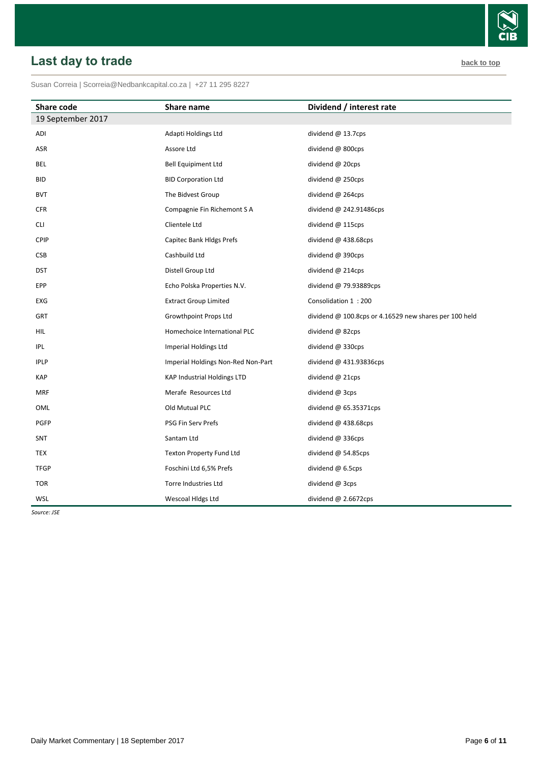## Last day to trade

back to top

Susan Correia | Scorreia@Nedbankcapital.co.za | +27 11 295 8227

| Share code | Share name | Dividend / interest rate |
|---|---|---|
| 19 September 2017 | | |
| ADI | Adapti Holdings Ltd | dividend @ 13.7cps |
| ASR | Assore Ltd | dividend @ 800cps |
| BEL | Bell Equipiment Ltd | dividend @ 20cps |
| BID | BID Corporation Ltd | dividend @ 250cps |
| BVT | The Bidvest Group | dividend @ 264cps |
| CFR | Compagnie Fin Richemont S A | dividend @ 242.91486cps |
| CLI | Clientele Ltd | dividend @ 115cps |
| CPIP | Capitec Bank Hldgs Prefs | dividend @ 438.68cps |
| CSB | Cashbuild Ltd | dividend @ 390cps |
| DST | Distell Group Ltd | dividend @ 214cps |
| EPP | Echo Polska Properties N.V. | dividend @ 79.93889cps |
| EXG | Extract Group Limited | Consolidation 1 : 200 |
| GRT | Growthpoint Props Ltd | dividend @ 100.8cps or 4.16529 new shares per 100 held |
| HIL | Homechoice International PLC | dividend @ 82cps |
| IPL | Imperial Holdings Ltd | dividend @ 330cps |
| IPLP | Imperial Holdings Non-Red Non-Part | dividend @ 431.93836cps |
| KAP | KAP Industrial Holdings LTD | dividend @ 21cps |
| MRF | Merafe Resources Ltd | dividend @ 3cps |
| OML | Old Mutual PLC | dividend @ 65.35371cps |
| PGFP | PSG Fin Serv Prefs | dividend @ 438.68cps |
| SNT | Santam Ltd | dividend @ 336cps |
| TEX | Texton Property Fund Ltd | dividend @ 54.85cps |
| TFGP | Foschini Ltd 6,5% Prefs | dividend @ 6.5cps |
| TOR | Torre Industries Ltd | dividend @ 3cps |
| WSL | Wescoal Hldgs Ltd | dividend @ 2.6672cps |

*Source: JSE*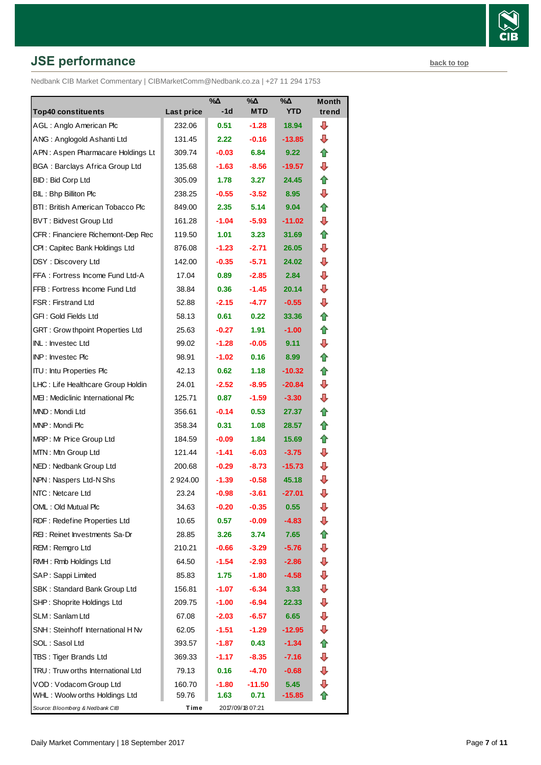## JSE performance

back to top

Nedbank CIB Market Commentary | CIBMarketComm@Nedbank.co.za | +27 11 294 1753

| Top40 constituents | Last price | %Δ -1d | %Δ MTD | %Δ YTD | Month trend |
|---|---|---|---|---|---|
| AGL : Anglo American Plc | 232.06 | 0.51 | -1.28 | 18.94 | ⇩ |
| ANG : Anglogold Ashanti Ltd | 131.45 | 2.22 | -0.16 | -13.85 | ⇩ |
| APN : Aspen Pharmacare Holdings Lt | 309.74 | -0.03 | 6.84 | 9.22 | ⇧ |
| BGA : Barclays Africa Group Ltd | 135.68 | -1.63 | -8.56 | -19.57 | ⇩ |
| BID : Bid Corp Ltd | 305.09 | 1.78 | 3.27 | 24.45 | ⇧ |
| BIL : Bhp Billiton Plc | 238.25 | -0.55 | -3.52 | 8.95 | ⇩ |
| BTI : British American Tobacco Plc | 849.00 | 2.35 | 5.14 | 9.04 | ⇧ |
| BVT : Bidvest Group Ltd | 161.28 | -1.04 | -5.93 | -11.02 | ⇩ |
| CFR : Financiere Richemont-Dep Rec | 119.50 | 1.01 | 3.23 | 31.69 | ⇧ |
| CPI : Capitec Bank Holdings Ltd | 876.08 | -1.23 | -2.71 | 26.05 | ⇩ |
| DSY : Discovery Ltd | 142.00 | -0.35 | -5.71 | 24.02 | ⇩ |
| FFA : Fortress Income Fund Ltd-A | 17.04 | 0.89 | -2.85 | 2.84 | ⇩ |
| FFB : Fortress Income Fund Ltd | 38.84 | 0.36 | -1.45 | 20.14 | ⇩ |
| FSR : Firstrand Ltd | 52.88 | -2.15 | -4.77 | -0.55 | ⇩ |
| GFI : Gold Fields Ltd | 58.13 | 0.61 | 0.22 | 33.36 | ⇧ |
| GRT : Growthpoint Properties Ltd | 25.63 | -0.27 | 1.91 | -1.00 | ⇧ |
| INL : Investec Ltd | 99.02 | -1.28 | -0.05 | 9.11 | ⇩ |
| INP : Investec Plc | 98.91 | -1.02 | 0.16 | 8.99 | ⇧ |
| ITU : Intu Properties Plc | 42.13 | 0.62 | 1.18 | -10.32 | ⇧ |
| LHC : Life Healthcare Group Holdin | 24.01 | -2.52 | -8.95 | -20.84 | ⇩ |
| MEI : Mediclinic International Plc | 125.71 | 0.87 | -1.59 | -3.30 | ⇩ |
| MND : Mondi Ltd | 356.61 | -0.14 | 0.53 | 27.37 | ⇧ |
| MNP : Mondi Plc | 358.34 | 0.31 | 1.08 | 28.57 | ⇧ |
| MRP : Mr Price Group Ltd | 184.59 | -0.09 | 1.84 | 15.69 | ⇧ |
| MTN : Mtn Group Ltd | 121.44 | -1.41 | -6.03 | -3.75 | ⇩ |
| NED : Nedbank Group Ltd | 200.68 | -0.29 | -8.73 | -15.73 | ⇩ |
| NPN : Naspers Ltd-N Shs | 2 924.00 | -1.39 | -0.58 | 45.18 | ⇩ |
| NTC : Netcare Ltd | 23.24 | -0.98 | -3.61 | -27.01 | ⇩ |
| OML : Old Mutual Plc | 34.63 | -0.20 | -0.35 | 0.55 | ⇩ |
| RDF : Redefine Properties Ltd | 10.65 | 0.57 | -0.09 | -4.83 | ⇩ |
| REI : Reinet Investments Sa-Dr | 28.85 | 3.26 | 3.74 | 7.65 | ⇧ |
| REM : Remgro Ltd | 210.21 | -0.66 | -3.29 | -5.76 | ⇩ |
| RMH : Rmb Holdings Ltd | 64.50 | -1.54 | -2.93 | -2.86 | ⇩ |
| SAP : Sappi Limited | 85.83 | 1.75 | -1.80 | -4.58 | ⇩ |
| SBK : Standard Bank Group Ltd | 156.81 | -1.07 | -6.34 | 3.33 | ⇩ |
| SHP : Shoprite Holdings Ltd | 209.75 | -1.00 | -6.94 | 22.33 | ⇩ |
| SLM : Sanlam Ltd | 67.08 | -2.03 | -6.57 | 6.65 | ⇩ |
| SNH : Steinhoff International H Nv | 62.05 | -1.51 | -1.29 | -12.95 | ⇩ |
| SOL : Sasol Ltd | 393.57 | -1.87 | 0.43 | -1.34 | ⇧ |
| TBS : Tiger Brands Ltd | 369.33 | -1.17 | -8.35 | -7.16 | ⇩ |
| TRU : Truworths International Ltd | 79.13 | 0.16 | -4.70 | -0.68 | ⇩ |
| VOD : Vodacom Group Ltd | 160.70 | -1.80 | -11.50 | 5.45 | ⇩ |
| WHL : Woolworths Holdings Ltd | 59.76 | 1.63 | 0.71 | -15.85 | ⇧ |

*Source: Bloomberg & Nedbank CIB* Time 2017/09/18 07:21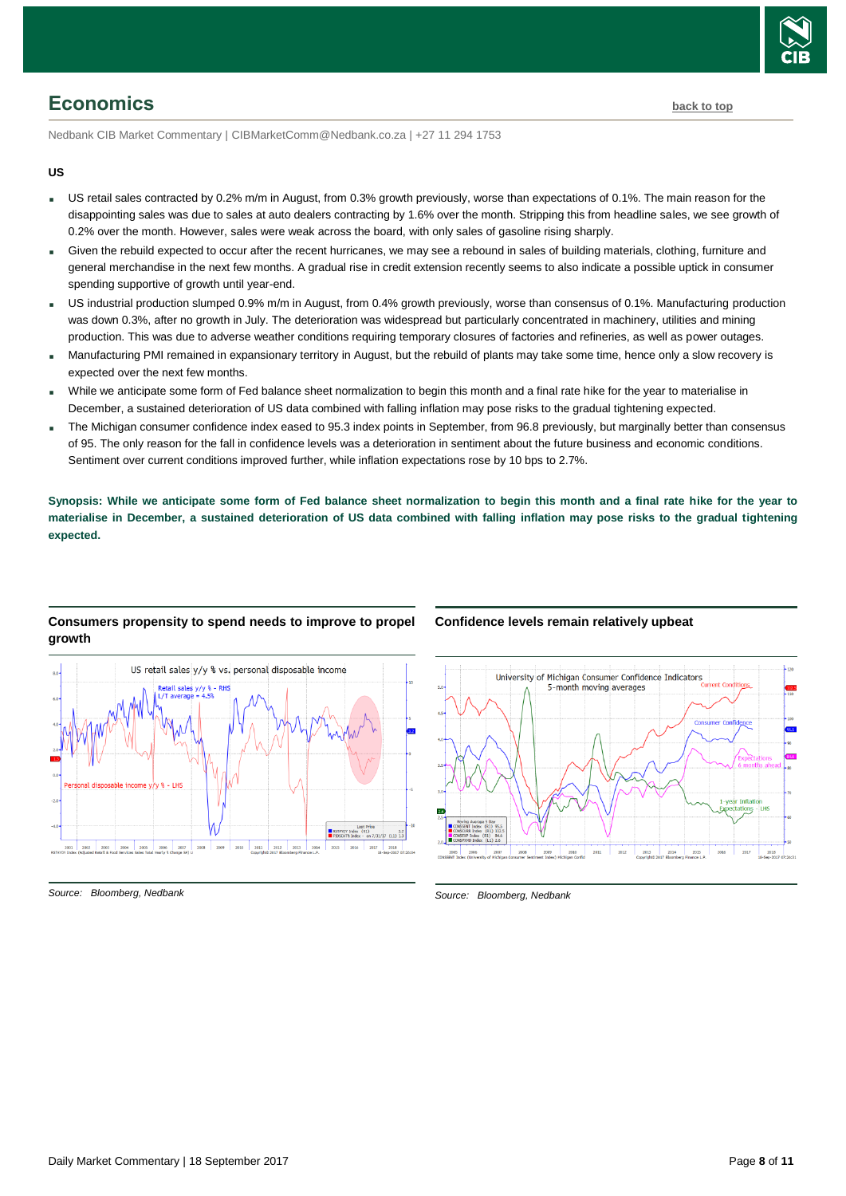## Economics

back to top

Nedbank CIB Market Commentary | CIBMarketComm@Nedbank.co.za | +27 11 294 1753

### US

- US retail sales contracted by 0.2% m/m in August, from 0.3% growth previously, worse than expectations of 0.1%. The main reason for the disappointing sales was due to sales at auto dealers contracting by 1.6% over the month. Stripping this from headline sales, we see growth of 0.2% over the month. However, sales were weak across the board, with only sales of gasoline rising sharply.
- Given the rebuild expected to occur after the recent hurricanes, we may see a rebound in sales of building materials, clothing, furniture and general merchandise in the next few months. A gradual rise in credit extension recently seems to also indicate a possible uptick in consumer spending supportive of growth until year-end.
- US industrial production slumped 0.9% m/m in August, from 0.4% growth previously, worse than consensus of 0.1%. Manufacturing production was down 0.3%, after no growth in July. The deterioration was widespread but particularly concentrated in machinery, utilities and mining production. This was due to adverse weather conditions requiring temporary closures of factories and refineries, as well as power outages.
- Manufacturing PMI remained in expansionary territory in August, but the rebuild of plants may take some time, hence only a slow recovery is expected over the next few months.
- While we anticipate some form of Fed balance sheet normalization to begin this month and a final rate hike for the year to materialise in December, a sustained deterioration of US data combined with falling inflation may pose risks to the gradual tightening expected.
- The Michigan consumer confidence index eased to 95.3 index points in September, from 96.8 previously, but marginally better than consensus of 95. The only reason for the fall in confidence levels was a deterioration in sentiment about the future business and economic conditions. Sentiment over current conditions improved further, while inflation expectations rose by 10 bps to 2.7%.

**Synopsis: While we anticipate some form of Fed balance sheet normalization to begin this month and a final rate hike for the year to materialise in December, a sustained deterioration of US data combined with falling inflation may pose risks to the gradual tightening expected.**

**Consumers propensity to spend needs to improve to propel growth**

*Source: Bloomberg, Nedbank*

**Confidence levels remain relatively upbeat**

*Source: Bloomberg, Nedbank*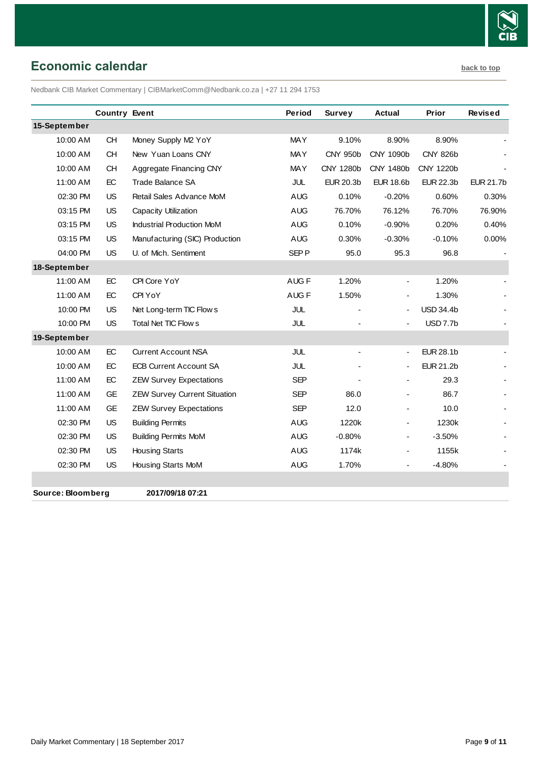## Economic calendar

back to top

Nedbank CIB Market Commentary | CIBMarketComm@Nedbank.co.za | +27 11 294 1753

| | Country | Event | Period | Survey | Actual | Prior | Revised |
|---|---|---|---|---|---|---|---|
| **15-September** | | | | | | | |
| 10:00 AM | CH | Money Supply M2 YoY | MAY | 9.10% | 8.90% | 8.90% | - |
| 10:00 AM | CH | New Yuan Loans CNY | MAY | CNY 950b | CNY 1090b | CNY 826b | - |
| 10:00 AM | CH | Aggregate Financing CNY | MAY | CNY 1280b | CNY 1480b | CNY 1220b | - |
| 11:00 AM | EC | Trade Balance SA | JUL | EUR 20.3b | EUR 18.6b | EUR 22.3b | EUR 21.7b |
| 02:30 PM | US | Retail Sales Advance MoM | AUG | 0.10% | -0.20% | 0.60% | 0.30% |
| 03:15 PM | US | Capacity Utilization | AUG | 76.70% | 76.12% | 76.70% | 76.90% |
| 03:15 PM | US | Industrial Production MoM | AUG | 0.10% | -0.90% | 0.20% | 0.40% |
| 03:15 PM | US | Manufacturing (SIC) Production | AUG | 0.30% | -0.30% | -0.10% | 0.00% |
| 04:00 PM | US | U. of Mich. Sentiment | SEP P | 95.0 | 95.3 | 96.8 | - |
| **18-September** | | | | | | | |
| 11:00 AM | EC | CPI Core YoY | AUG F | 1.20% | - | 1.20% | - |
| 11:00 AM | EC | CPI YoY | AUG F | 1.50% | - | 1.30% | - |
| 10:00 PM | US | Net Long-term TIC Flows | JUL | - | - | USD 34.4b | - |
| 10:00 PM | US | Total Net TIC Flows | JUL | - | - | USD 7.7b | - |
| **19-September** | | | | | | | |
| 10:00 AM | EC | Current Account NSA | JUL | - | - | EUR 28.1b | - |
| 10:00 AM | EC | ECB Current Account SA | JUL | - | - | EUR 21.2b | - |
| 11:00 AM | EC | ZEW Survey Expectations | SEP | - | - | 29.3 | - |
| 11:00 AM | GE | ZEW Survey Current Situation | SEP | 86.0 | - | 86.7 | - |
| 11:00 AM | GE | ZEW Survey Expectations | SEP | 12.0 | - | 10.0 | - |
| 02:30 PM | US | Building Permits | AUG | 1220k | - | 1230k | - |
| 02:30 PM | US | Building Permits MoM | AUG | -0.80% | - | -3.50% | - |
| 02:30 PM | US | Housing Starts | AUG | 1174k | - | 1155k | - |
| 02:30 PM | US | Housing Starts MoM | AUG | 1.70% | - | -4.80% | - |

**Source: Bloomberg** **2017/09/18 07:21**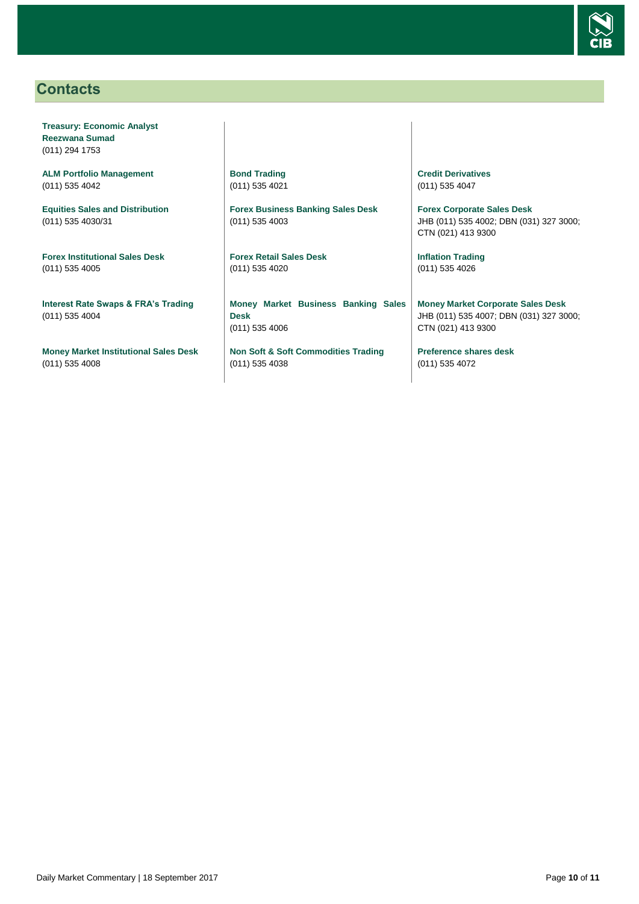## Contacts

**Treasury: Economic Analyst**
**Reezwana Sumad**
(011) 294 1753

**ALM Portfolio Management**
(011) 535 4042

**Equities Sales and Distribution**
(011) 535 4030/31

**Forex Institutional Sales Desk**
(011) 535 4005

**Interest Rate Swaps & FRA's Trading**
(011) 535 4004

**Money Market Institutional Sales Desk**
(011) 535 4008

**Bond Trading**
(011) 535 4021

**Forex Business Banking Sales Desk**
(011) 535 4003

**Forex Retail Sales Desk**
(011) 535 4020

**Money Market Business Banking Sales Desk**
(011) 535 4006

**Non Soft & Soft Commodities Trading**
(011) 535 4038

**Credit Derivatives**
(011) 535 4047

**Forex Corporate Sales Desk**
JHB (011) 535 4002; DBN (031) 327 3000; CTN (021) 413 9300

**Inflation Trading**
(011) 535 4026

**Money Market Corporate Sales Desk**
JHB (011) 535 4007; DBN (031) 327 3000; CTN (021) 413 9300

**Preference shares desk**
(011) 535 4072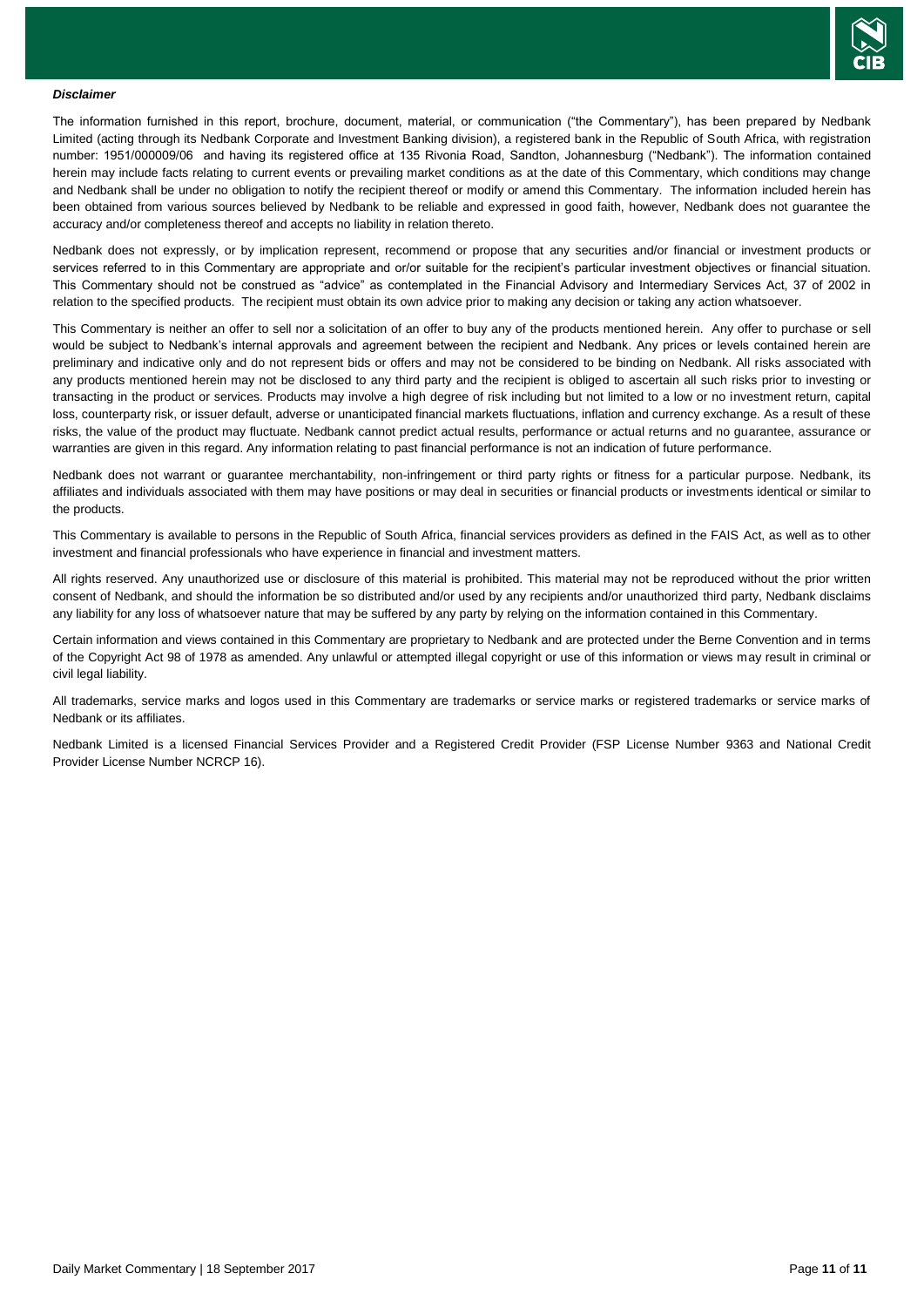***Disclaimer***

The information furnished in this report, brochure, document, material, or communication ("the Commentary"), has been prepared by Nedbank Limited (acting through its Nedbank Corporate and Investment Banking division), a registered bank in the Republic of South Africa, with registration number: 1951/000009/06 and having its registered office at 135 Rivonia Road, Sandton, Johannesburg ("Nedbank"). The information contained herein may include facts relating to current events or prevailing market conditions as at the date of this Commentary, which conditions may change and Nedbank shall be under no obligation to notify the recipient thereof or modify or amend this Commentary. The information included herein has been obtained from various sources believed by Nedbank to be reliable and expressed in good faith, however, Nedbank does not guarantee the accuracy and/or completeness thereof and accepts no liability in relation thereto.

Nedbank does not expressly, or by implication represent, recommend or propose that any securities and/or financial or investment products or services referred to in this Commentary are appropriate and or/or suitable for the recipient's particular investment objectives or financial situation. This Commentary should not be construed as "advice" as contemplated in the Financial Advisory and Intermediary Services Act, 37 of 2002 in relation to the specified products. The recipient must obtain its own advice prior to making any decision or taking any action whatsoever.

This Commentary is neither an offer to sell nor a solicitation of an offer to buy any of the products mentioned herein. Any offer to purchase or sell would be subject to Nedbank's internal approvals and agreement between the recipient and Nedbank. Any prices or levels contained herein are preliminary and indicative only and do not represent bids or offers and may not be considered to be binding on Nedbank. All risks associated with any products mentioned herein may not be disclosed to any third party and the recipient is obliged to ascertain all such risks prior to investing or transacting in the product or services. Products may involve a high degree of risk including but not limited to a low or no investment return, capital loss, counterparty risk, or issuer default, adverse or unanticipated financial markets fluctuations, inflation and currency exchange. As a result of these risks, the value of the product may fluctuate. Nedbank cannot predict actual results, performance or actual returns and no guarantee, assurance or warranties are given in this regard. Any information relating to past financial performance is not an indication of future performance.

Nedbank does not warrant or guarantee merchantability, non-infringement or third party rights or fitness for a particular purpose. Nedbank, its affiliates and individuals associated with them may have positions or may deal in securities or financial products or investments identical or similar to the products.

This Commentary is available to persons in the Republic of South Africa, financial services providers as defined in the FAIS Act, as well as to other investment and financial professionals who have experience in financial and investment matters.

All rights reserved. Any unauthorized use or disclosure of this material is prohibited. This material may not be reproduced without the prior written consent of Nedbank, and should the information be so distributed and/or used by any recipients and/or unauthorized third party, Nedbank disclaims any liability for any loss of whatsoever nature that may be suffered by any party by relying on the information contained in this Commentary.

Certain information and views contained in this Commentary are proprietary to Nedbank and are protected under the Berne Convention and in terms of the Copyright Act 98 of 1978 as amended. Any unlawful or attempted illegal copyright or use of this information or views may result in criminal or civil legal liability.

All trademarks, service marks and logos used in this Commentary are trademarks or service marks or registered trademarks or service marks of Nedbank or its affiliates.

Nedbank Limited is a licensed Financial Services Provider and a Registered Credit Provider (FSP License Number 9363 and National Credit Provider License Number NCRCP 16).